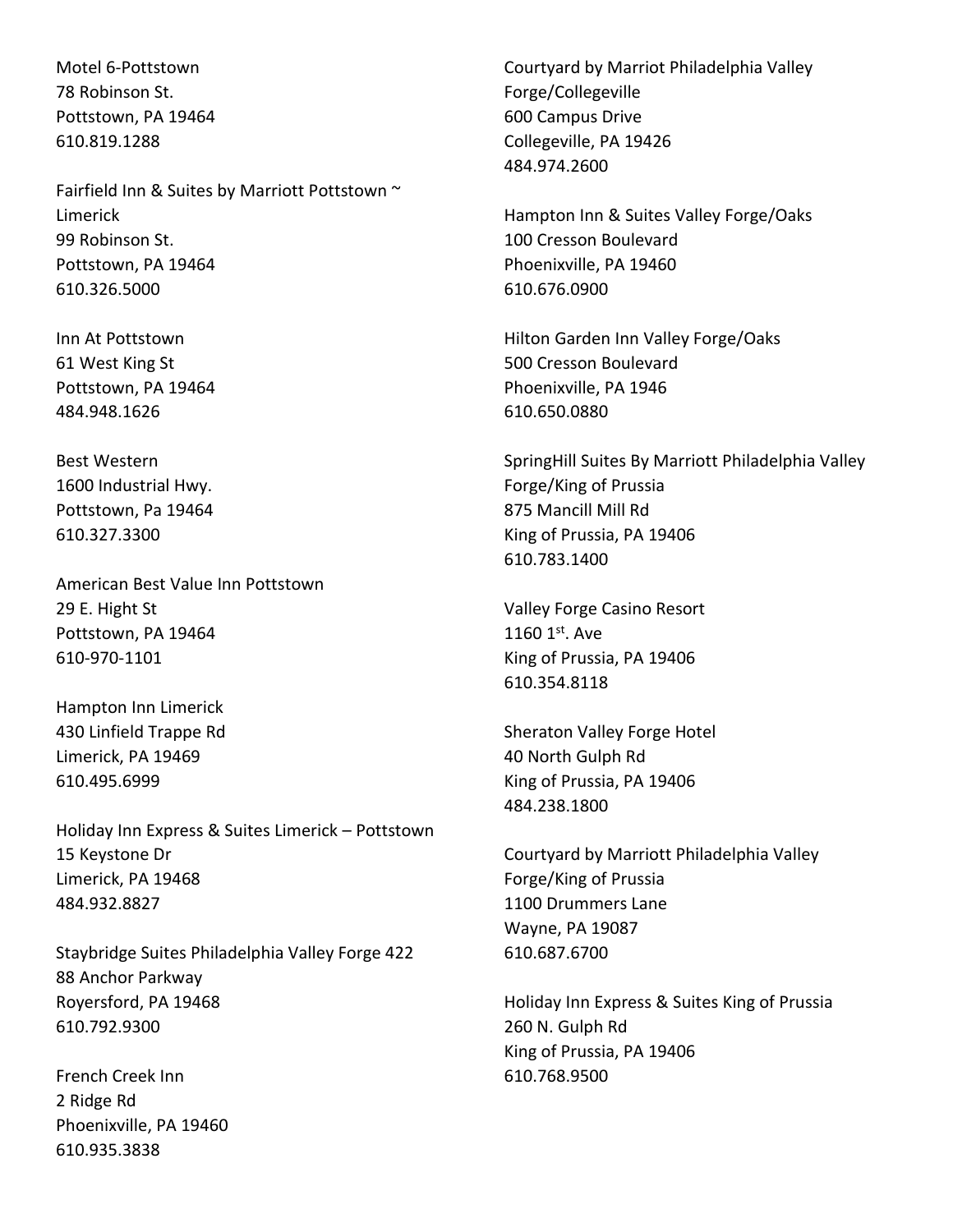Motel 6-Pottstown
78 Robinson St.
Pottstown, PA 19464
610.819.1288

Fairfield Inn & Suites by Marriott Pottstown ~ Limerick
99 Robinson St.
Pottstown, PA 19464
610.326.5000

Inn At Pottstown
61 West King St
Pottstown, PA 19464
484.948.1626

Best Western
1600 Industrial Hwy.
Pottstown, Pa 19464
610.327.3300

American Best Value Inn Pottstown
29 E. Hight St
Pottstown, PA 19464
610-970-1101

Hampton Inn Limerick
430 Linfield Trappe Rd
Limerick, PA 19469
610.495.6999

Holiday Inn Express & Suites Limerick – Pottstown
15 Keystone Dr
Limerick, PA 19468
484.932.8827

Staybridge Suites Philadelphia Valley Forge 422
88 Anchor Parkway
Royersford, PA 19468
610.792.9300

French Creek Inn
2 Ridge Rd
Phoenixville, PA 19460
610.935.3838

Courtyard by Marriot Philadelphia Valley Forge/Collegeville
600 Campus Drive
Collegeville, PA 19426
484.974.2600

Hampton Inn & Suites Valley Forge/Oaks
100 Cresson Boulevard
Phoenixville, PA 19460
610.676.0900

Hilton Garden Inn Valley Forge/Oaks
500 Cresson Boulevard
Phoenixville, PA 1946
610.650.0880

SpringHill Suites By Marriott Philadelphia Valley Forge/King of Prussia
875 Mancill Mill Rd
King of Prussia, PA 19406
610.783.1400

Valley Forge Casino Resort
1160 1st. Ave
King of Prussia, PA 19406
610.354.8118

Sheraton Valley Forge Hotel
40 North Gulph Rd
King of Prussia, PA 19406
484.238.1800

Courtyard by Marriott Philadelphia Valley Forge/King of Prussia
1100 Drummers Lane
Wayne, PA 19087
610.687.6700

Holiday Inn Express & Suites King of Prussia
260 N. Gulph Rd
King of Prussia, PA 19406
610.768.9500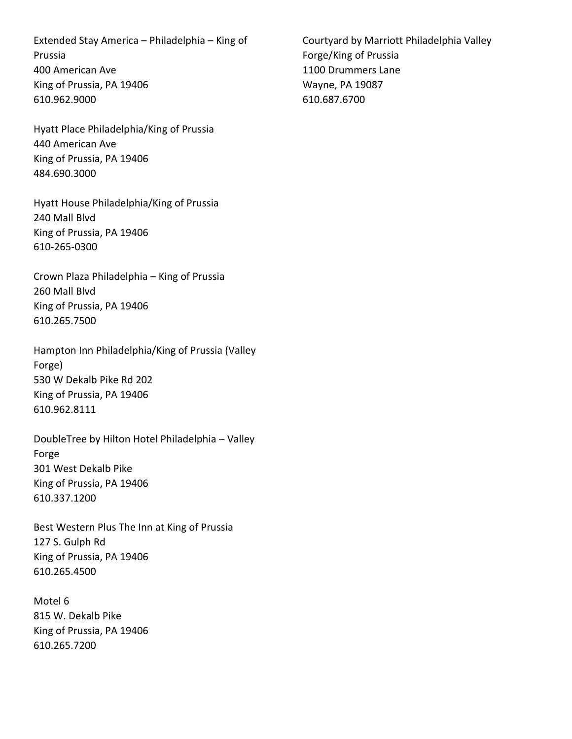Extended Stay America – Philadelphia – King of Prussia
400 American Ave
King of Prussia, PA 19406
610.962.9000

Hyatt Place Philadelphia/King of Prussia
440 American Ave
King of Prussia, PA 19406
484.690.3000

Hyatt House Philadelphia/King of Prussia
240 Mall Blvd
King of Prussia, PA 19406
610-265-0300

Crown Plaza Philadelphia – King of Prussia
260 Mall Blvd
King of Prussia, PA 19406
610.265.7500

Hampton Inn Philadelphia/King of Prussia (Valley Forge)
530 W Dekalb Pike Rd 202
King of Prussia, PA 19406
610.962.8111

DoubleTree by Hilton Hotel Philadelphia – Valley Forge
301 West Dekalb Pike
King of Prussia, PA 19406
610.337.1200

Best Western Plus The Inn at King of Prussia
127 S. Gulph Rd
King of Prussia, PA 19406
610.265.4500

Motel 6
815 W. Dekalb Pike
King of Prussia, PA 19406
610.265.7200

Courtyard by Marriott Philadelphia Valley Forge/King of Prussia
1100 Drummers Lane
Wayne, PA 19087
610.687.6700